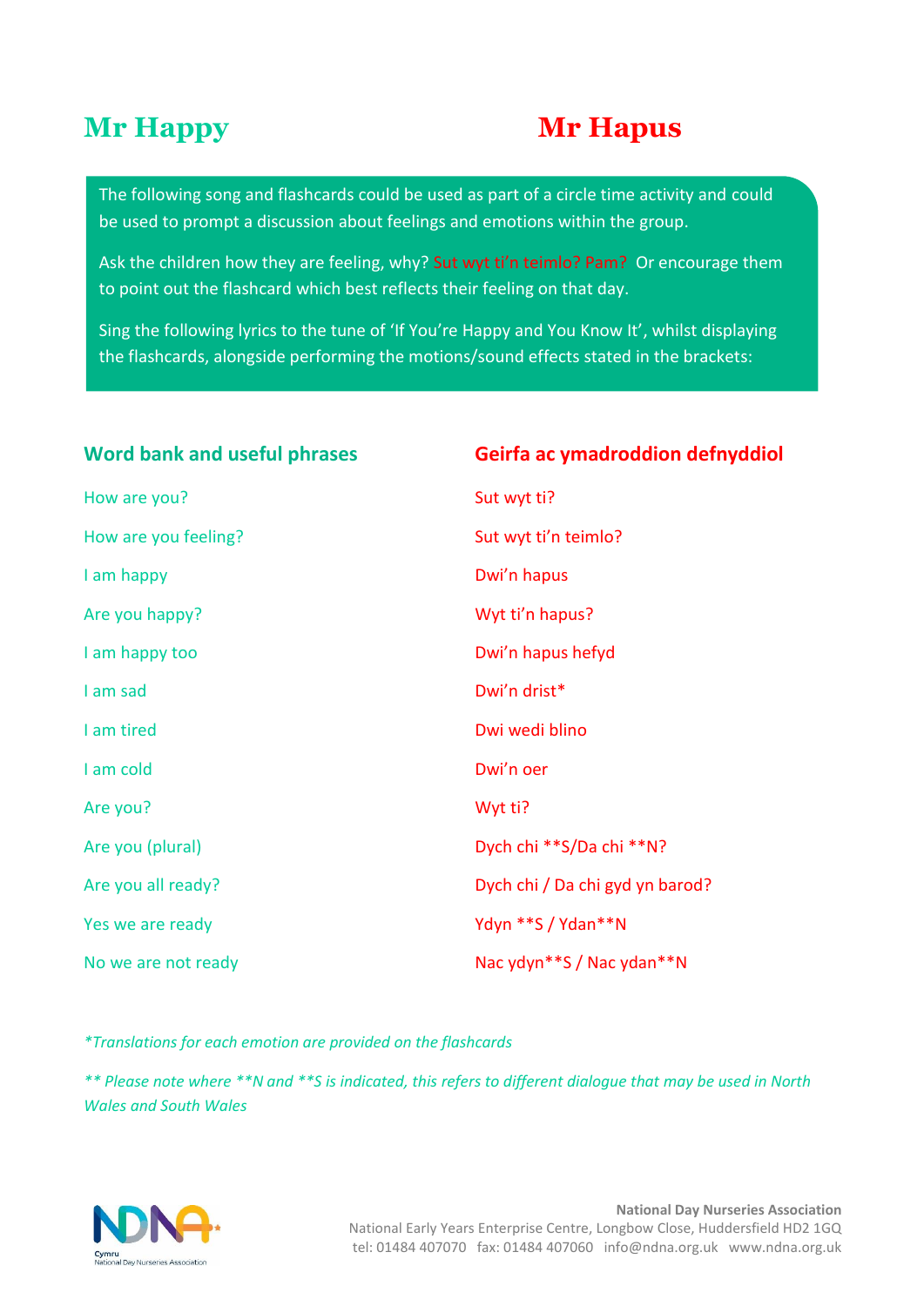# Mr Happy

# Mr Hapus

The following song and flashcards could be used as part of a circle time activity and could be used to prompt a discussion about feelings and emotions within the group.

Ask the children how they are feeling, why? Sut wyt ti'n teimlo? Pam? Or encourage them to point out the flashcard which best reflects their feeling on that day.

Sing the following lyrics to the tune of 'If You're Happy and You Know It', whilst displaying the flashcards, alongside performing the motions/sound effects stated in the brackets:

| Word bank and useful phrases | Geirfa ac ymadroddion defnyddiol |
|---|---|
| How are you? | Sut wyt ti? |
| How are you feeling? | Sut wyt ti'n teimlo? |
| I am happy | Dwi'n hapus |
| Are you happy? | Wyt ti'n hapus? |
| I am happy too | Dwi'n hapus hefyd |
| I am sad | Dwi'n drist* |
| I am tired | Dwi wedi blino |
| I am cold | Dwi'n oer |
| Are you? | Wyt ti? |
| Are you (plural) | Dych chi **S/Da chi **N? |
| Are you all ready? | Dych chi / Da chi gyd yn barod? |
| Yes we are ready | Ydyn **S / Ydan**N |
| No we are not ready | Nac ydyn**S / Nac ydan**N |

*Translations for each emotion are provided on the flashcards*

*** Please note where **N and **S is indicated, this refers to different dialogue that may be used in North Wales and South Wales*

**National Day Nurseries Association**
National Early Years Enterprise Centre, Longbow Close, Huddersfield HD2 1GQ
tel: 01484 407070 fax: 01484 407060 info@ndna.org.uk www.ndna.org.uk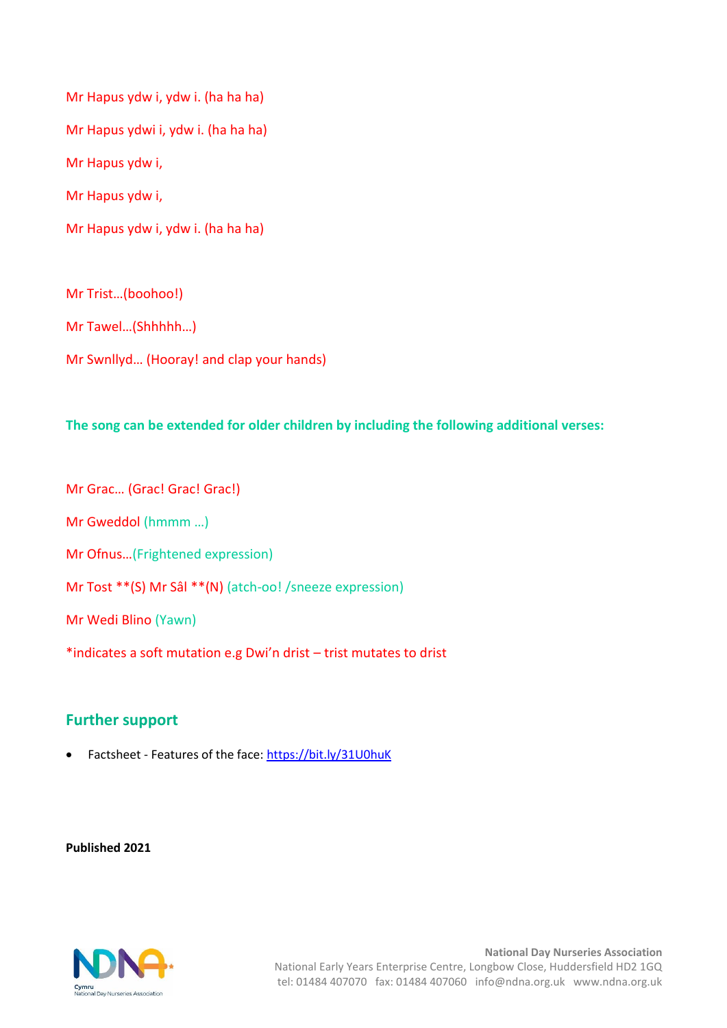Mr Hapus ydw i, ydw i. (ha ha ha)

Mr Hapus ydwi i, ydw i. (ha ha ha)

Mr Hapus ydw i,

Mr Hapus ydw i,

Mr Hapus ydw i, ydw i. (ha ha ha)

Mr Trist…(boohoo!)

Mr Tawel…(Shhhhh…)

Mr Swnllyd… (Hooray! and clap your hands)

**The song can be extended for older children by including the following additional verses:**

Mr Grac… (Grac! Grac! Grac!)

Mr Gweddol (hmmm …)

Mr Ofnus…(Frightened expression)

Mr Tost **(S) Mr Sâl **(N) (atch-oo! /sneeze expression)

Mr Wedi Blino (Yawn)

*indicates a soft mutation e.g Dwi'n drist – trist mutates to drist

## Further support

- Factsheet - Features of the face: https://bit.ly/31U0huK

**Published 2021**

**National Day Nurseries Association**
National Early Years Enterprise Centre, Longbow Close, Huddersfield HD2 1GQ
tel: 01484 407070 fax: 01484 407060 info@ndna.org.uk www.ndna.org.uk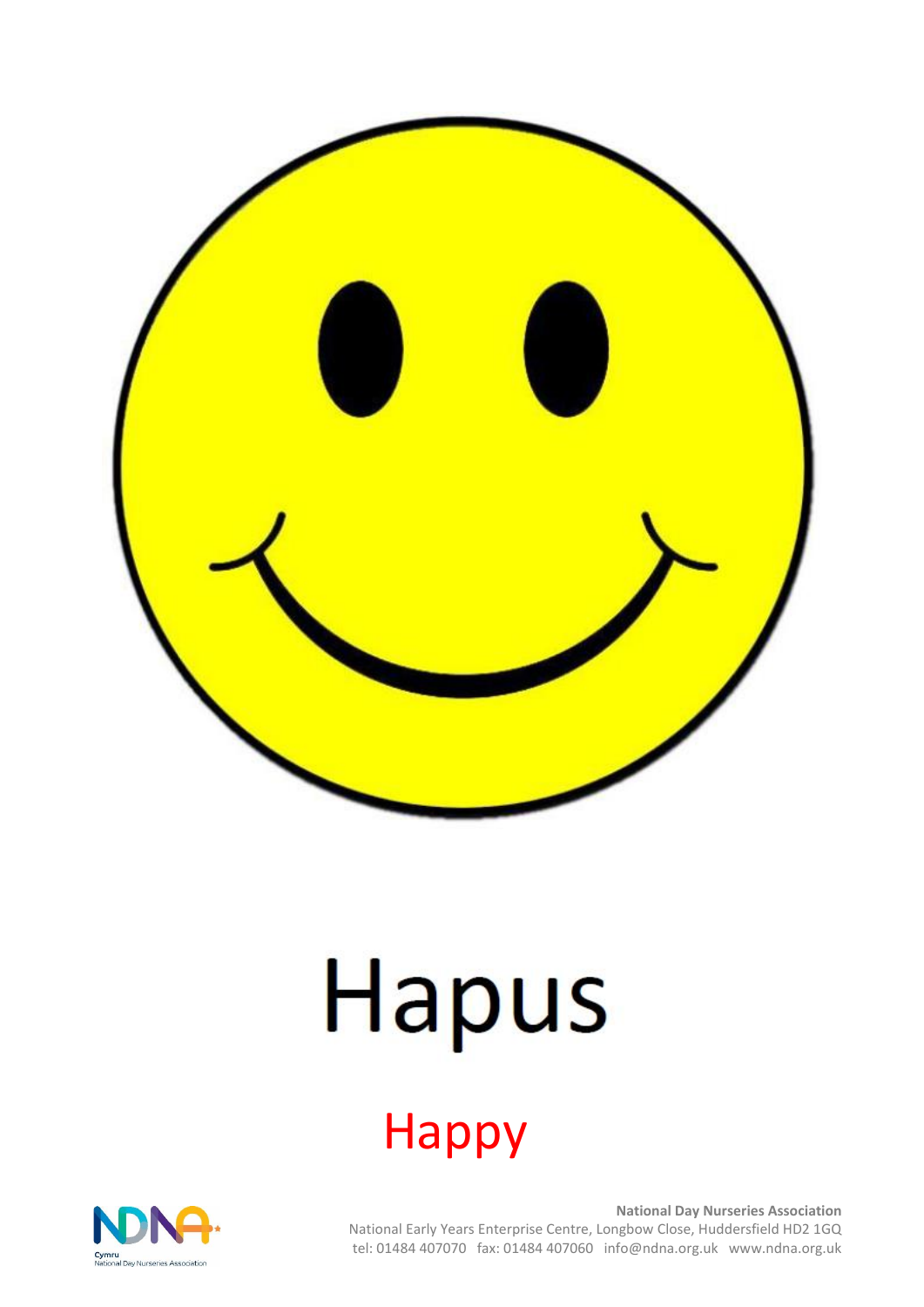# Hapus

## Happy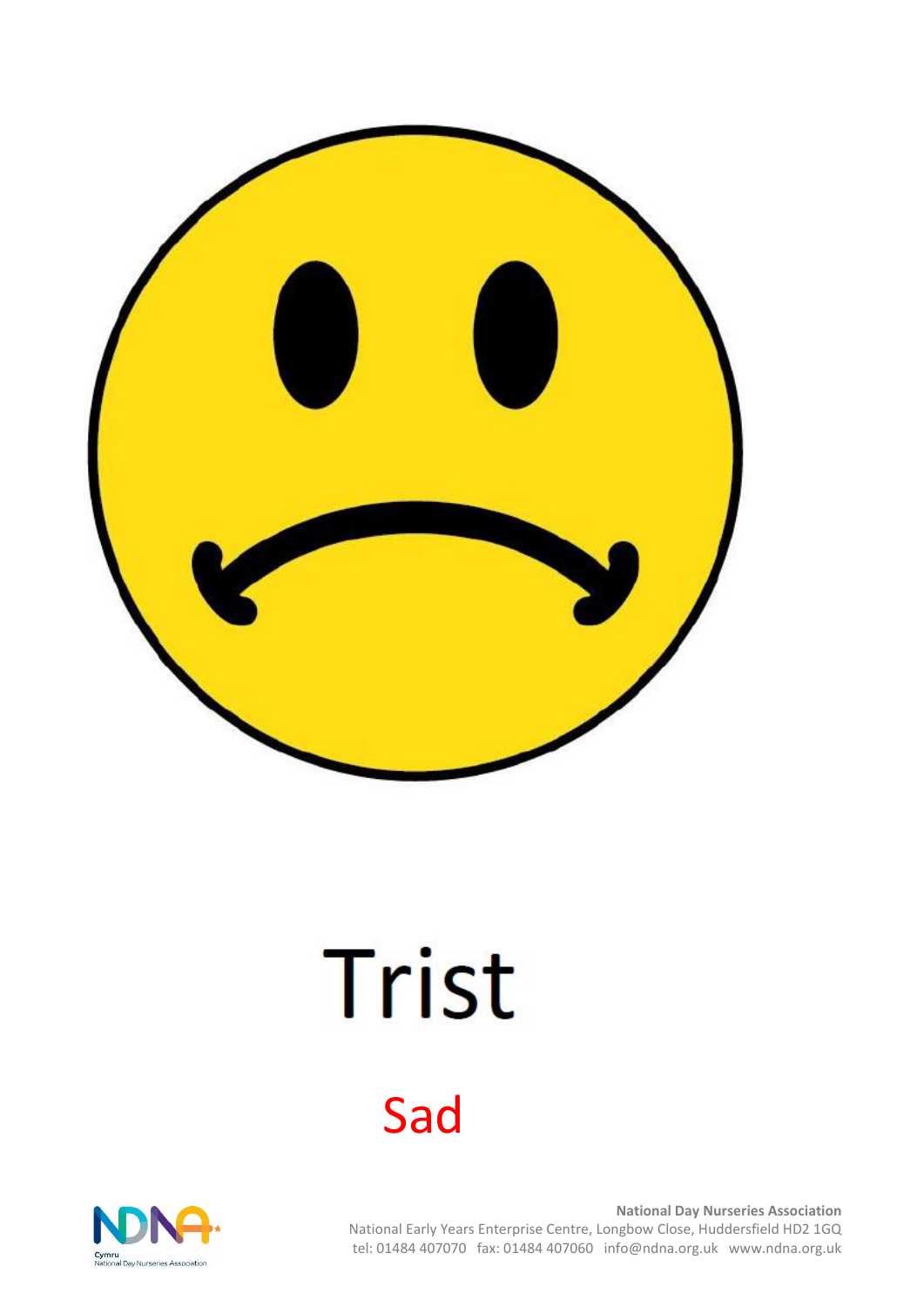# Trist

## Sad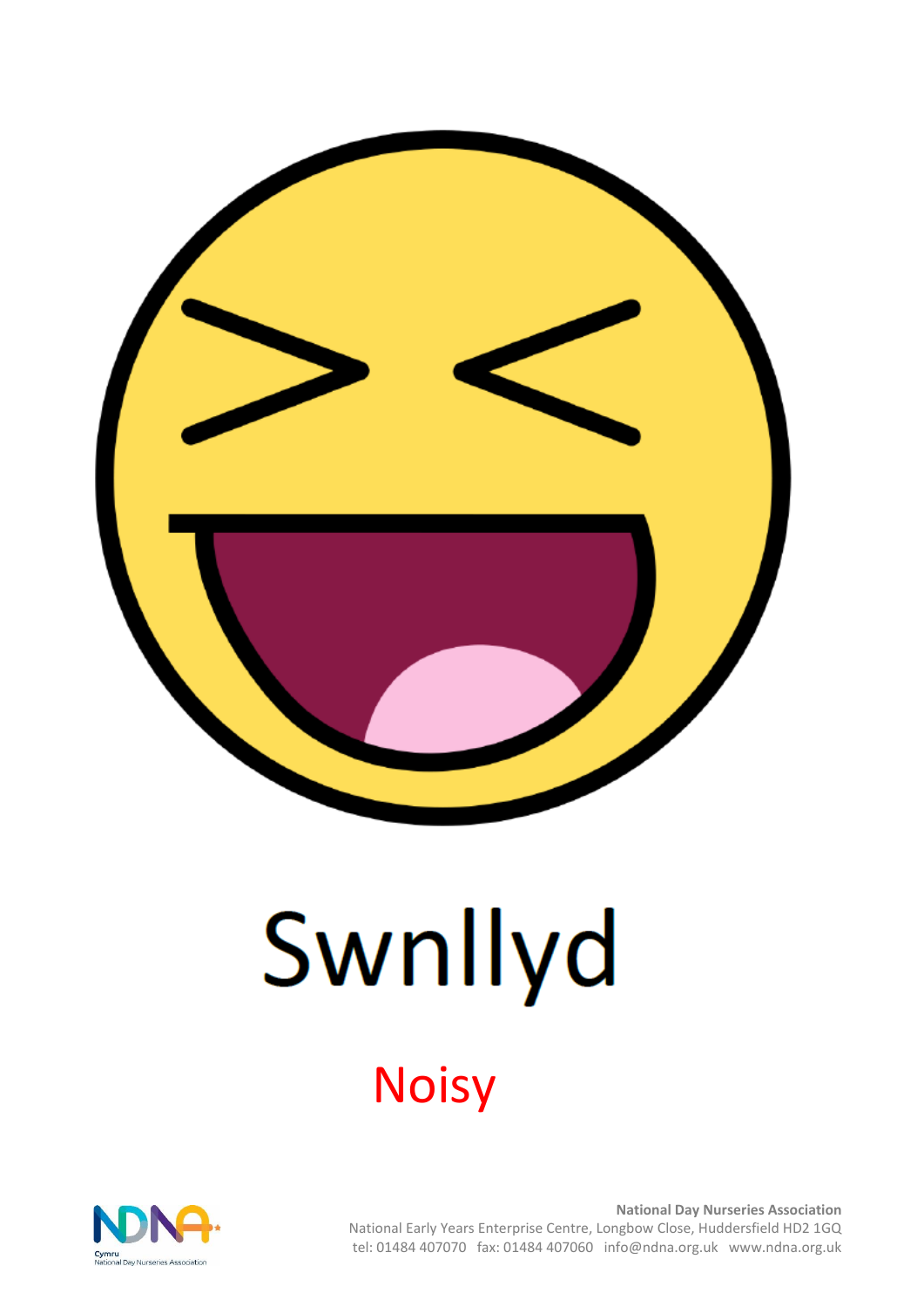# Swnllyd

## Noisy

**National Day Nurseries Association**
National Early Years Enterprise Centre, Longbow Close, Huddersfield HD2 1GQ
tel: 01484 407070 fax: 01484 407060 info@ndna.org.uk www.ndna.org.uk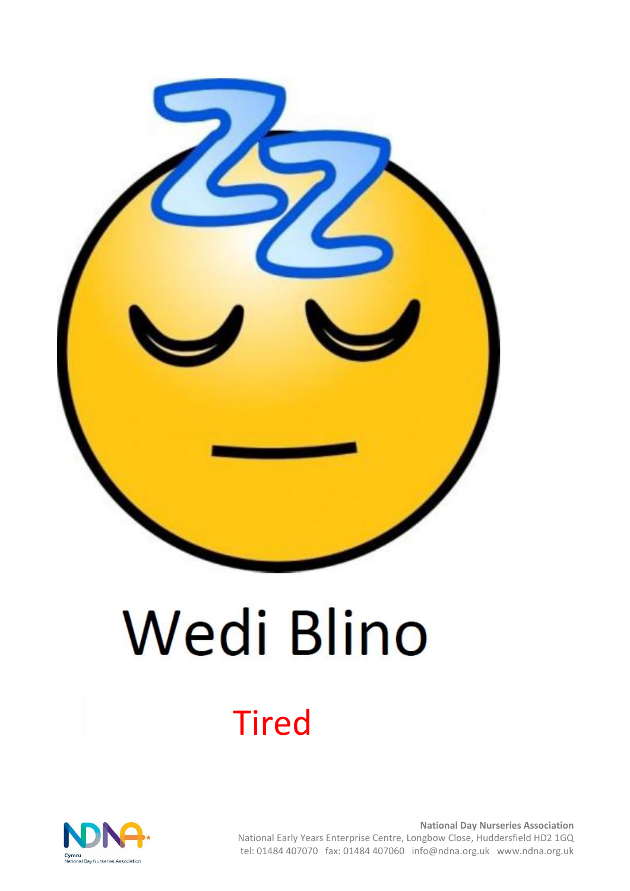# Wedi Blino

Tired

**National Day Nurseries Association**
National Early Years Enterprise Centre, Longbow Close, Huddersfield HD2 1GQ
tel: 01484 407070 fax: 01484 407060 info@ndna.org.uk www.ndna.org.uk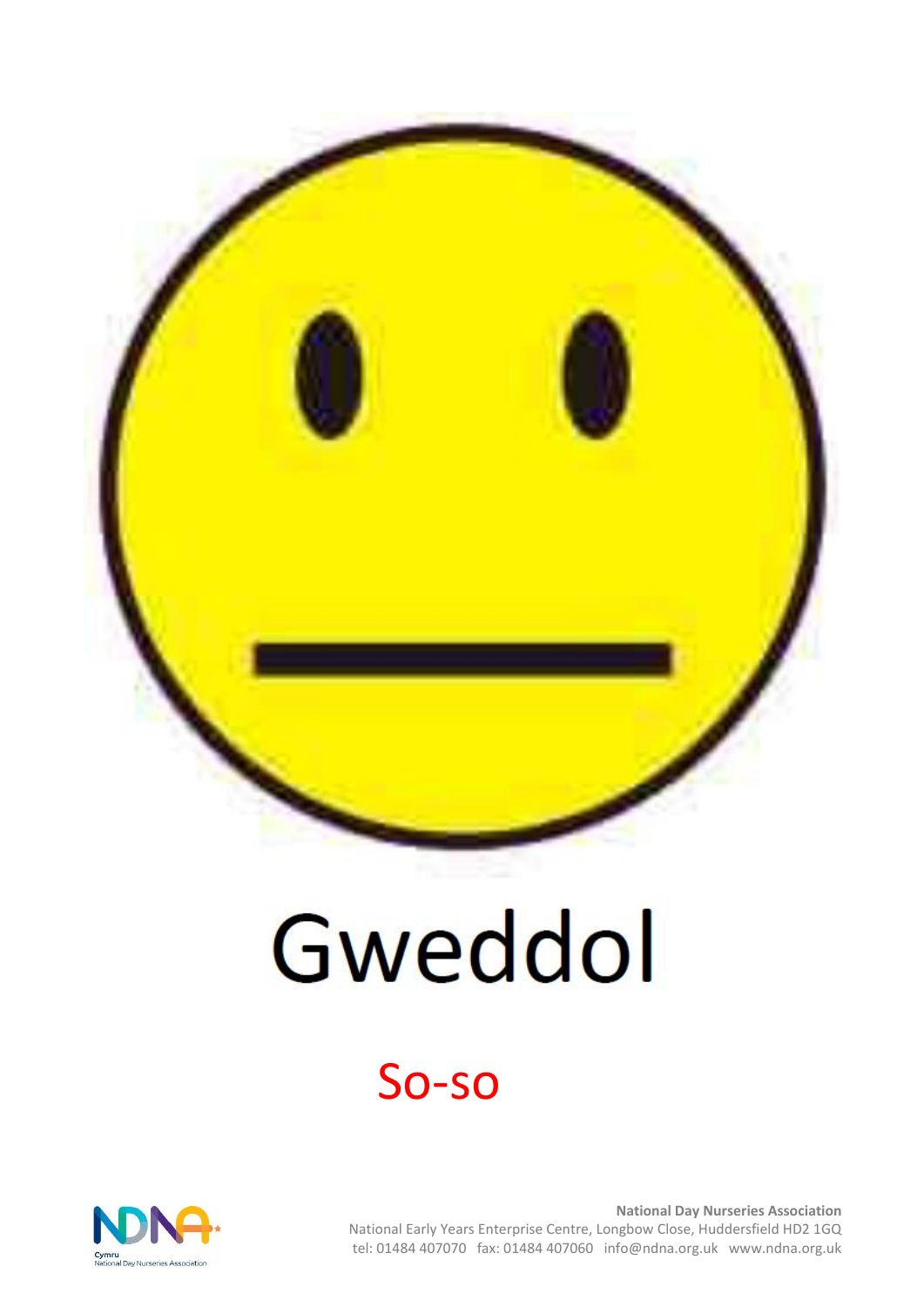# Gweddol

So-so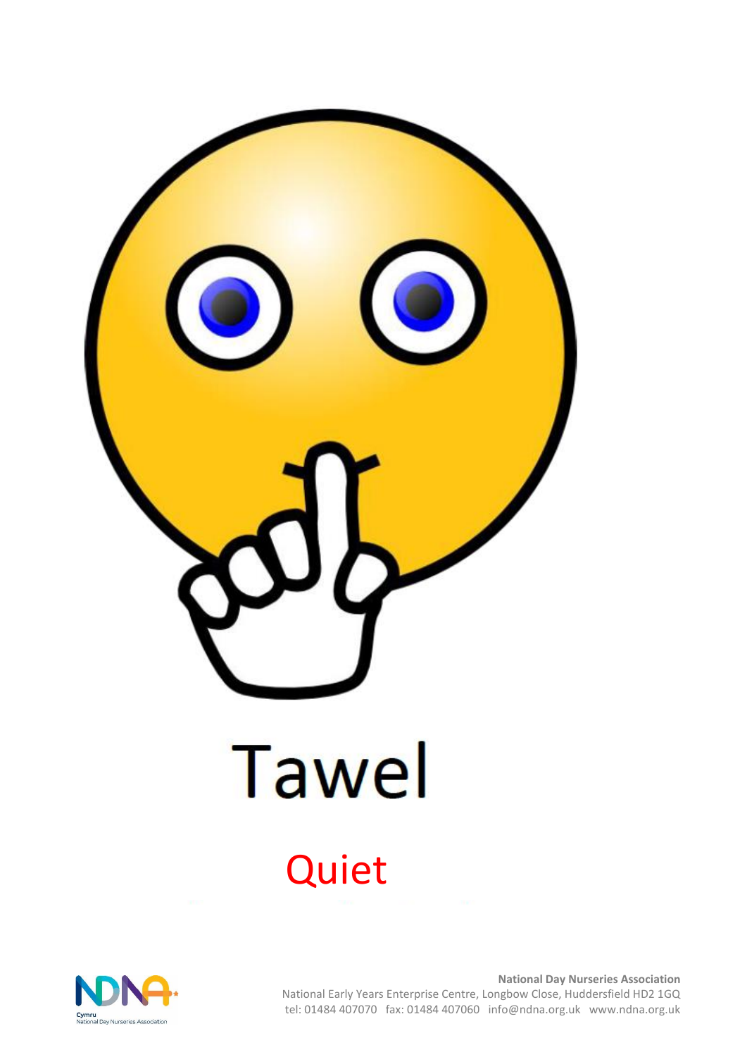# Tawel

## Quiet

**National Day Nurseries Association**
National Early Years Enterprise Centre, Longbow Close, Huddersfield HD2 1GQ
tel: 01484 407070 fax: 01484 407060 info@ndna.org.uk www.ndna.org.uk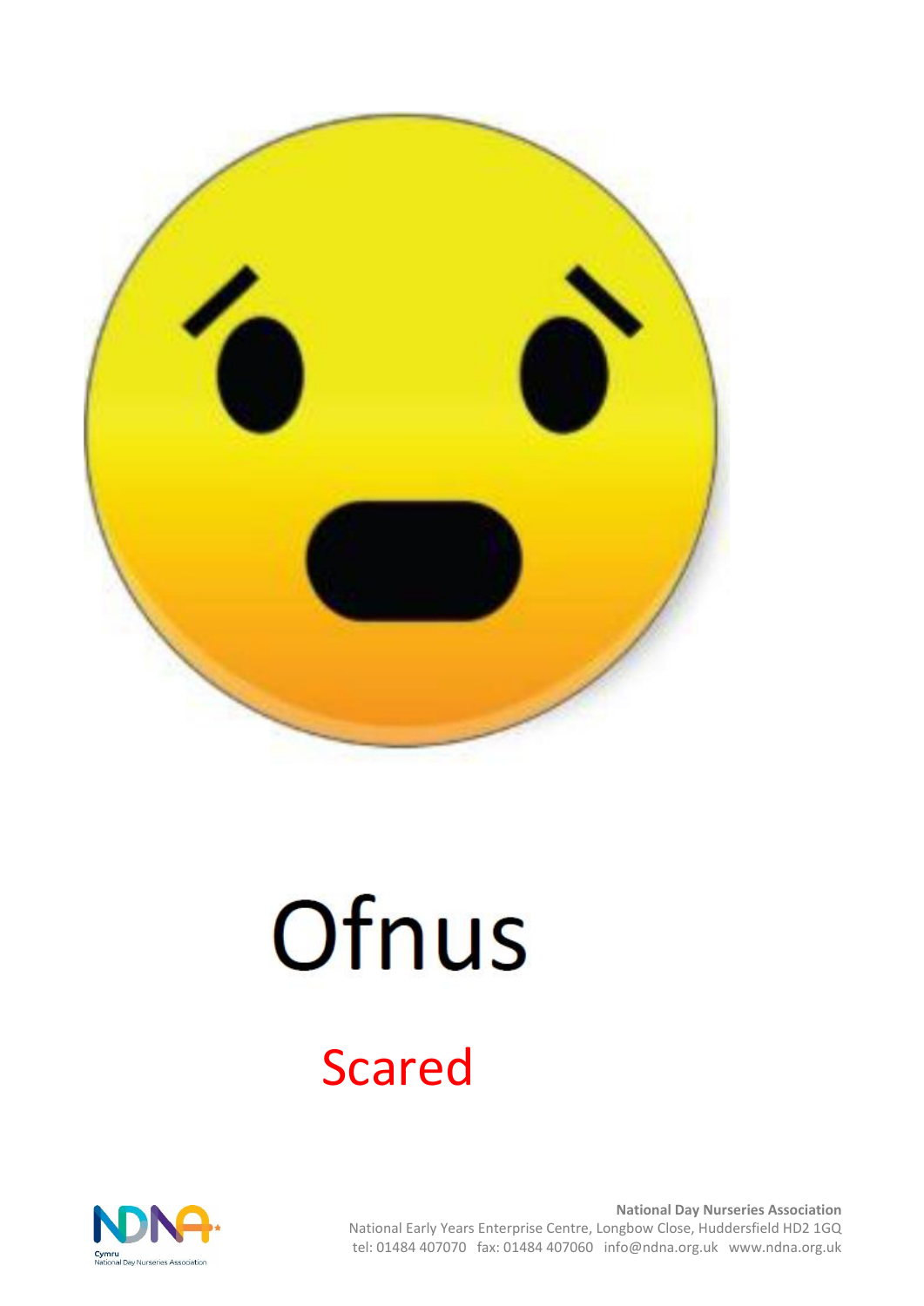# Ofnus

## Scared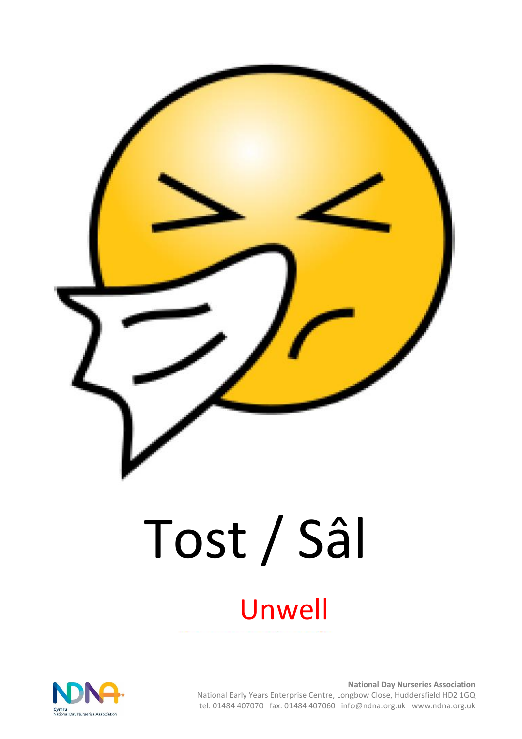# Tost / Sâl

Unwell

**National Day Nurseries Association**
National Early Years Enterprise Centre, Longbow Close, Huddersfield HD2 1GQ
tel: 01484 407070 fax: 01484 407060 info@ndna.org.uk www.ndna.org.uk